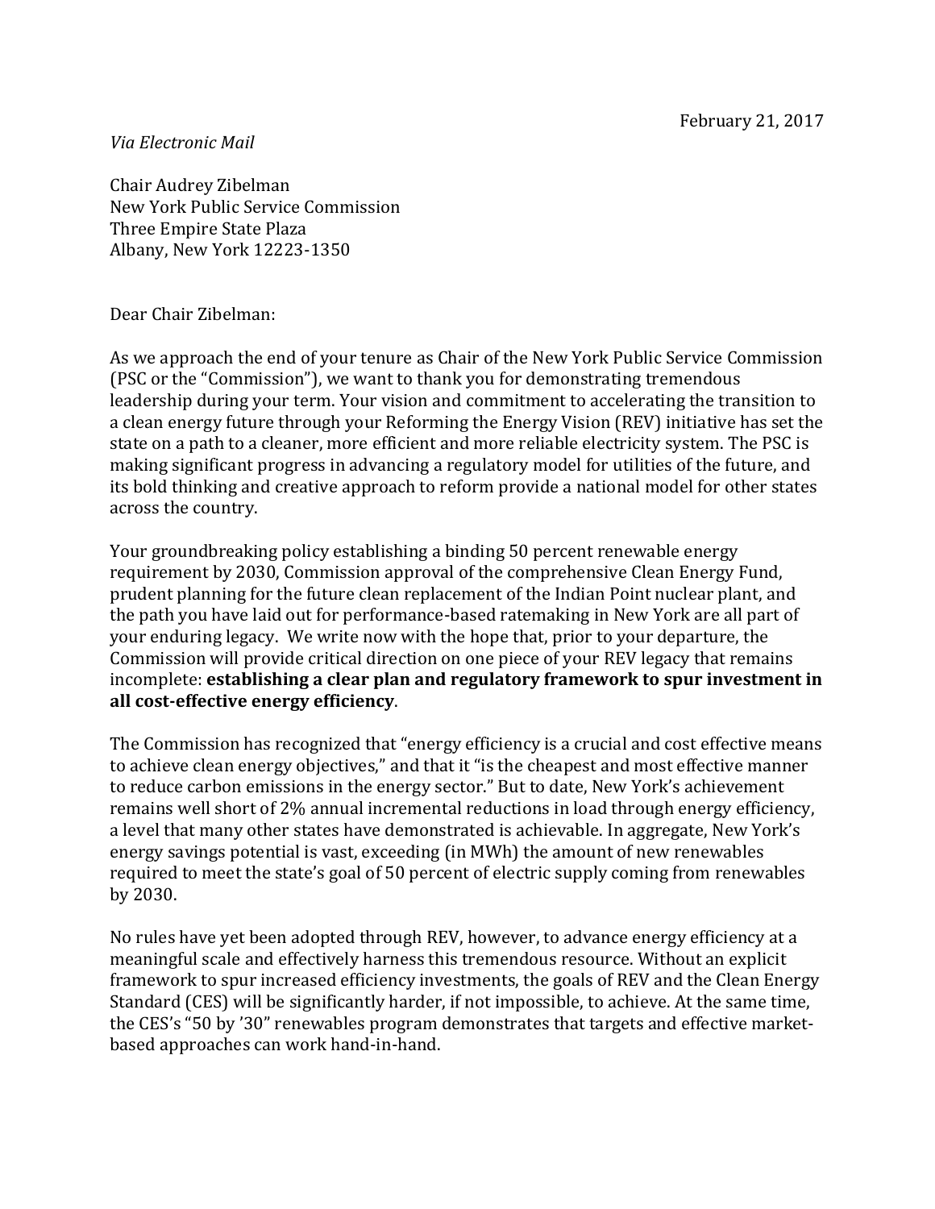February 21, 2017

*Via Electronic Mail*

Chair Audrey Zibelman
New York Public Service Commission
Three Empire State Plaza
Albany, New York 12223-1350

Dear Chair Zibelman:

As we approach the end of your tenure as Chair of the New York Public Service Commission (PSC or the "Commission"), we want to thank you for demonstrating tremendous leadership during your term. Your vision and commitment to accelerating the transition to a clean energy future through your Reforming the Energy Vision (REV) initiative has set the state on a path to a cleaner, more efficient and more reliable electricity system. The PSC is making significant progress in advancing a regulatory model for utilities of the future, and its bold thinking and creative approach to reform provide a national model for other states across the country.

Your groundbreaking policy establishing a binding 50 percent renewable energy requirement by 2030, Commission approval of the comprehensive Clean Energy Fund, prudent planning for the future clean replacement of the Indian Point nuclear plant, and the path you have laid out for performance-based ratemaking in New York are all part of your enduring legacy. We write now with the hope that, prior to your departure, the Commission will provide critical direction on one piece of your REV legacy that remains incomplete: **establishing a clear plan and regulatory framework to spur investment in all cost-effective energy efficiency**.

The Commission has recognized that "energy efficiency is a crucial and cost effective means to achieve clean energy objectives," and that it "is the cheapest and most effective manner to reduce carbon emissions in the energy sector." But to date, New York's achievement remains well short of 2% annual incremental reductions in load through energy efficiency, a level that many other states have demonstrated is achievable. In aggregate, New York's energy savings potential is vast, exceeding (in MWh) the amount of new renewables required to meet the state's goal of 50 percent of electric supply coming from renewables by 2030.

No rules have yet been adopted through REV, however, to advance energy efficiency at a meaningful scale and effectively harness this tremendous resource. Without an explicit framework to spur increased efficiency investments, the goals of REV and the Clean Energy Standard (CES) will be significantly harder, if not impossible, to achieve. At the same time, the CES's "50 by '30" renewables program demonstrates that targets and effective market-based approaches can work hand-in-hand.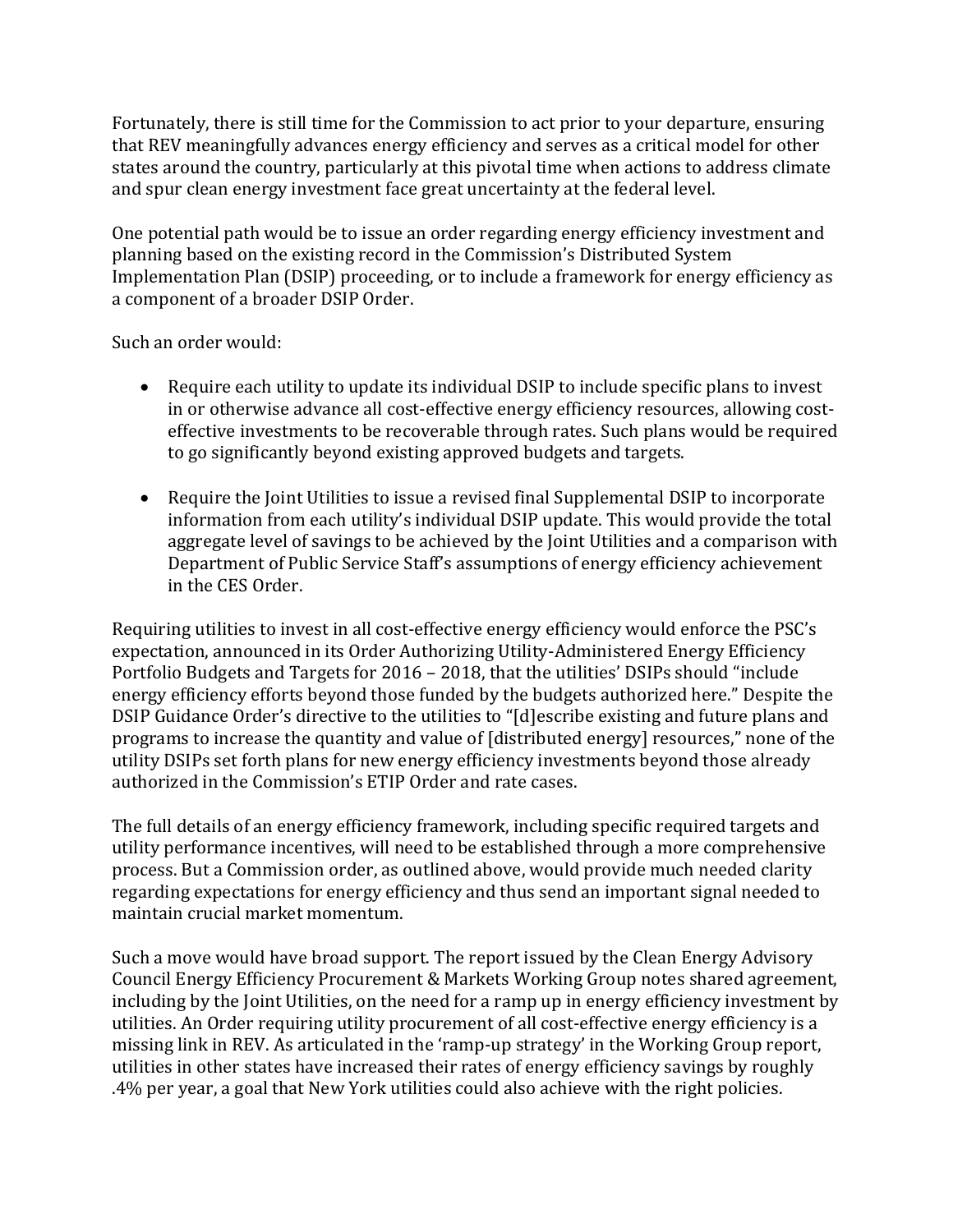Fortunately, there is still time for the Commission to act prior to your departure, ensuring that REV meaningfully advances energy efficiency and serves as a critical model for other states around the country, particularly at this pivotal time when actions to address climate and spur clean energy investment face great uncertainty at the federal level.

One potential path would be to issue an order regarding energy efficiency investment and planning based on the existing record in the Commission's Distributed System Implementation Plan (DSIP) proceeding, or to include a framework for energy efficiency as a component of a broader DSIP Order.

Such an order would:

- Require each utility to update its individual DSIP to include specific plans to invest in or otherwise advance all cost-effective energy efficiency resources, allowing cost-effective investments to be recoverable through rates. Such plans would be required to go significantly beyond existing approved budgets and targets.

- Require the Joint Utilities to issue a revised final Supplemental DSIP to incorporate information from each utility's individual DSIP update. This would provide the total aggregate level of savings to be achieved by the Joint Utilities and a comparison with Department of Public Service Staff's assumptions of energy efficiency achievement in the CES Order.

Requiring utilities to invest in all cost-effective energy efficiency would enforce the PSC's expectation, announced in its Order Authorizing Utility-Administered Energy Efficiency Portfolio Budgets and Targets for 2016 – 2018, that the utilities' DSIPs should "include energy efficiency efforts beyond those funded by the budgets authorized here." Despite the DSIP Guidance Order's directive to the utilities to "[d]escribe existing and future plans and programs to increase the quantity and value of [distributed energy] resources," none of the utility DSIPs set forth plans for new energy efficiency investments beyond those already authorized in the Commission's ETIP Order and rate cases.

The full details of an energy efficiency framework, including specific required targets and utility performance incentives, will need to be established through a more comprehensive process. But a Commission order, as outlined above, would provide much needed clarity regarding expectations for energy efficiency and thus send an important signal needed to maintain crucial market momentum.

Such a move would have broad support. The report issued by the Clean Energy Advisory Council Energy Efficiency Procurement & Markets Working Group notes shared agreement, including by the Joint Utilities, on the need for a ramp up in energy efficiency investment by utilities. An Order requiring utility procurement of all cost-effective energy efficiency is a missing link in REV. As articulated in the 'ramp-up strategy' in the Working Group report, utilities in other states have increased their rates of energy efficiency savings by roughly .4% per year, a goal that New York utilities could also achieve with the right policies.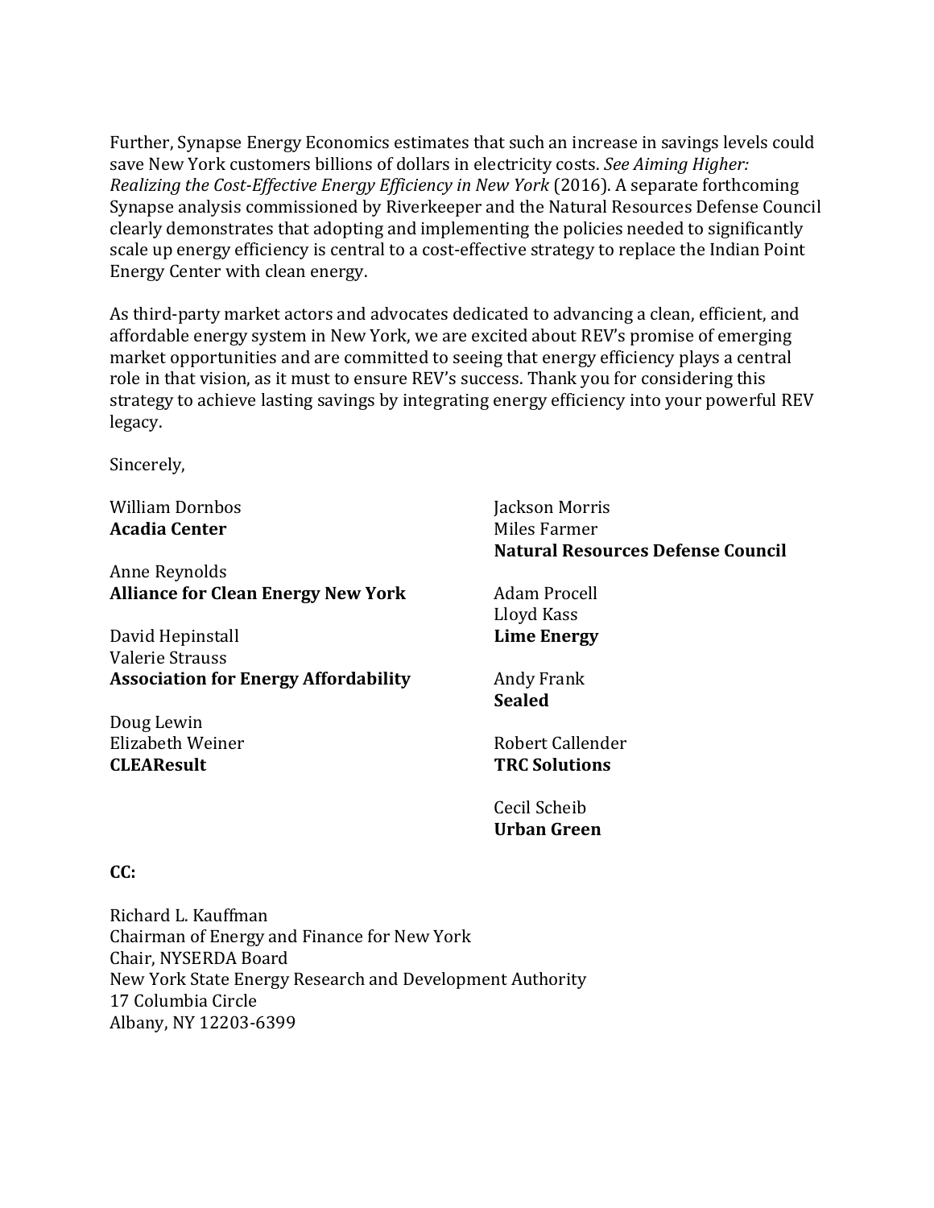Further, Synapse Energy Economics estimates that such an increase in savings levels could save New York customers billions of dollars in electricity costs. *See Aiming Higher: Realizing the Cost-Effective Energy Efficiency in New York* (2016). A separate forthcoming Synapse analysis commissioned by Riverkeeper and the Natural Resources Defense Council clearly demonstrates that adopting and implementing the policies needed to significantly scale up energy efficiency is central to a cost-effective strategy to replace the Indian Point Energy Center with clean energy.

As third-party market actors and advocates dedicated to advancing a clean, efficient, and affordable energy system in New York, we are excited about REV's promise of emerging market opportunities and are committed to seeing that energy efficiency plays a central role in that vision, as it must to ensure REV's success. Thank you for considering this strategy to achieve lasting savings by integrating energy efficiency into your powerful REV legacy.

Sincerely,

William Dornbos
**Acadia Center**

Anne Reynolds
**Alliance for Clean Energy New York**

David Hepinstall
Valerie Strauss
**Association for Energy Affordability**

Doug Lewin
Elizabeth Weiner
**CLEAResult**

Jackson Morris
Miles Farmer
**Natural Resources Defense Council**

Adam Procell
Lloyd Kass
**Lime Energy**

Andy Frank
**Sealed**

Robert Callender
**TRC Solutions**

Cecil Scheib
**Urban Green**

**CC:**

Richard L. Kauffman
Chairman of Energy and Finance for New York
Chair, NYSERDA Board
New York State Energy Research and Development Authority
17 Columbia Circle
Albany, NY 12203-6399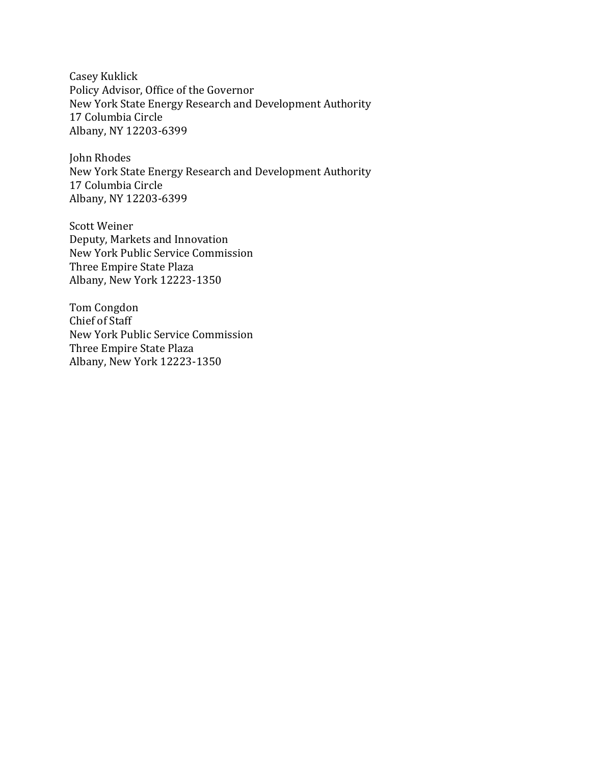Casey Kuklick
Policy Advisor, Office of the Governor
New York State Energy Research and Development Authority
17 Columbia Circle
Albany, NY 12203-6399

John Rhodes
New York State Energy Research and Development Authority
17 Columbia Circle
Albany, NY 12203-6399

Scott Weiner
Deputy, Markets and Innovation
New York Public Service Commission
Three Empire State Plaza
Albany, New York 12223-1350

Tom Congdon
Chief of Staff
New York Public Service Commission
Three Empire State Plaza
Albany, New York 12223-1350